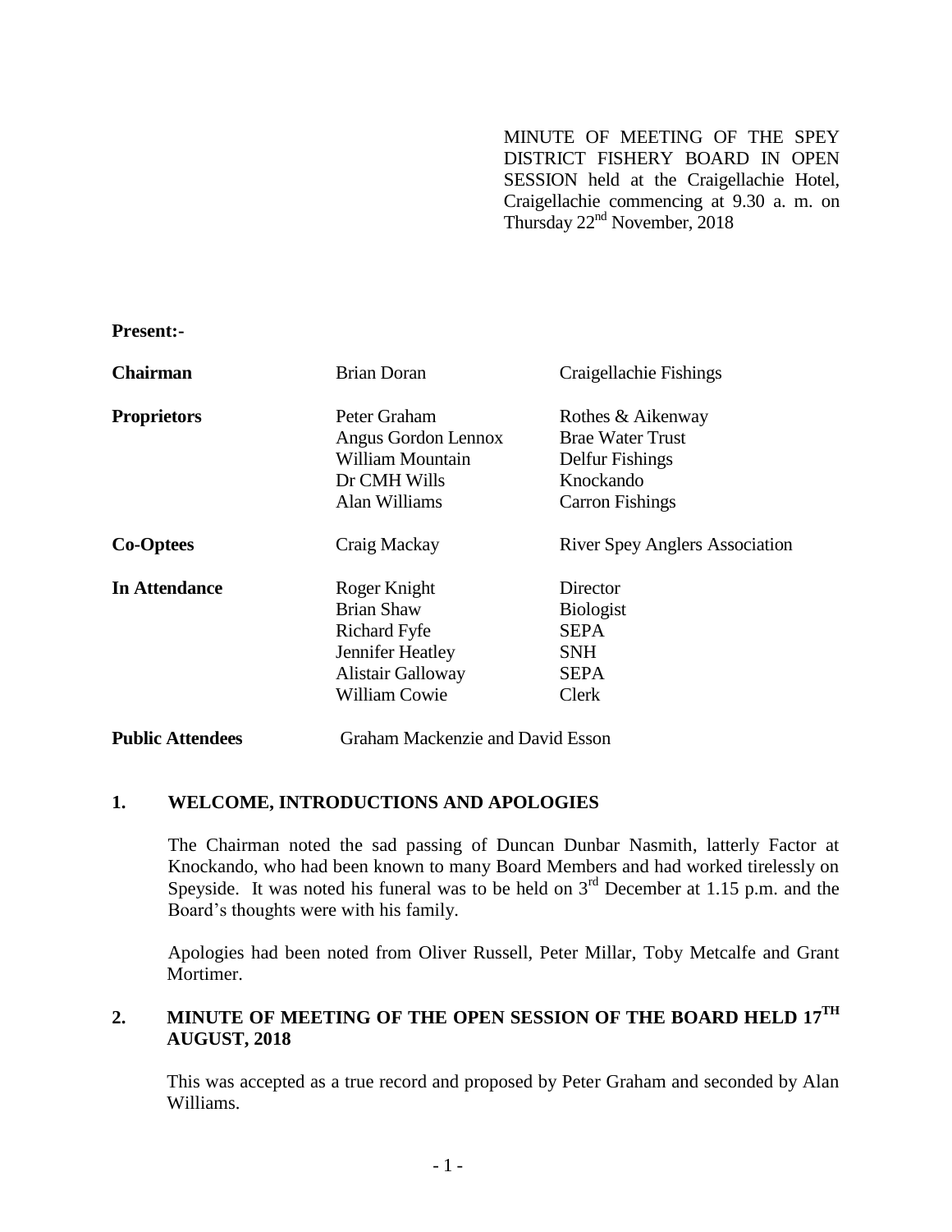MINUTE OF MEETING OF THE SPEY DISTRICT FISHERY BOARD IN OPEN SESSION held at the Craigellachie Hotel, Craigellachie commencing at 9.30 a. m. on Thursday 22nd November, 2018

**Present:-**

| | | |
|---|---|---|
| **Chairman** | Brian Doran | Craigellachie Fishings |
| **Proprietors** | Peter Graham | Rothes & Aikenway |
| | Angus Gordon Lennox | Brae Water Trust |
| | William Mountain | Delfur Fishings |
| | Dr CMH Wills | Knockando |
| | Alan Williams | Carron Fishings |
| **Co-Optees** | Craig Mackay | River Spey Anglers Association |
| **In Attendance** | Roger Knight | Director |
| | Brian Shaw | Biologist |
| | Richard Fyfe | SEPA |
| | Jennifer Heatley | SNH |
| | Alistair Galloway | SEPA |
| | William Cowie | Clerk |

**Public Attendees** Graham Mackenzie and David Esson

## 1. WELCOME, INTRODUCTIONS AND APOLOGIES

The Chairman noted the sad passing of Duncan Dunbar Nasmith, latterly Factor at Knockando, who had been known to many Board Members and had worked tirelessly on Speyside. It was noted his funeral was to be held on 3rd December at 1.15 p.m. and the Board's thoughts were with his family.

Apologies had been noted from Oliver Russell, Peter Millar, Toby Metcalfe and Grant Mortimer.

## 2. MINUTE OF MEETING OF THE OPEN SESSION OF THE BOARD HELD 17TH AUGUST, 2018

This was accepted as a true record and proposed by Peter Graham and seconded by Alan Williams.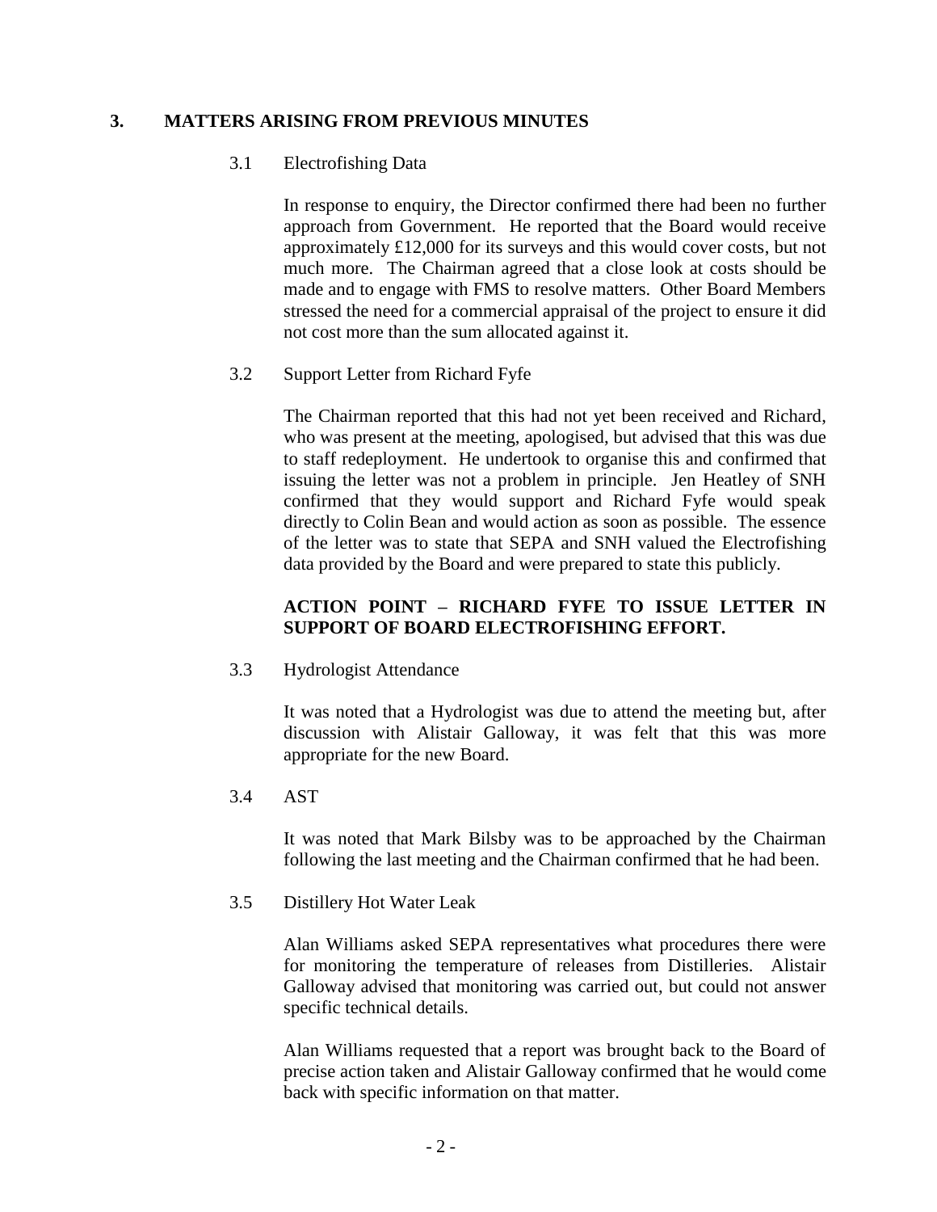## 3. MATTERS ARISING FROM PREVIOUS MINUTES

### 3.1 Electrofishing Data

In response to enquiry, the Director confirmed there had been no further approach from Government. He reported that the Board would receive approximately £12,000 for its surveys and this would cover costs, but not much more. The Chairman agreed that a close look at costs should be made and to engage with FMS to resolve matters. Other Board Members stressed the need for a commercial appraisal of the project to ensure it did not cost more than the sum allocated against it.

### 3.2 Support Letter from Richard Fyfe

The Chairman reported that this had not yet been received and Richard, who was present at the meeting, apologised, but advised that this was due to staff redeployment. He undertook to organise this and confirmed that issuing the letter was not a problem in principle. Jen Heatley of SNH confirmed that they would support and Richard Fyfe would speak directly to Colin Bean and would action as soon as possible. The essence of the letter was to state that SEPA and SNH valued the Electrofishing data provided by the Board and were prepared to state this publicly.

**ACTION POINT – RICHARD FYFE TO ISSUE LETTER IN SUPPORT OF BOARD ELECTROFISHING EFFORT.**

### 3.3 Hydrologist Attendance

It was noted that a Hydrologist was due to attend the meeting but, after discussion with Alistair Galloway, it was felt that this was more appropriate for the new Board.

### 3.4 AST

It was noted that Mark Bilsby was to be approached by the Chairman following the last meeting and the Chairman confirmed that he had been.

### 3.5 Distillery Hot Water Leak

Alan Williams asked SEPA representatives what procedures there were for monitoring the temperature of releases from Distilleries. Alistair Galloway advised that monitoring was carried out, but could not answer specific technical details.

Alan Williams requested that a report was brought back to the Board of precise action taken and Alistair Galloway confirmed that he would come back with specific information on that matter.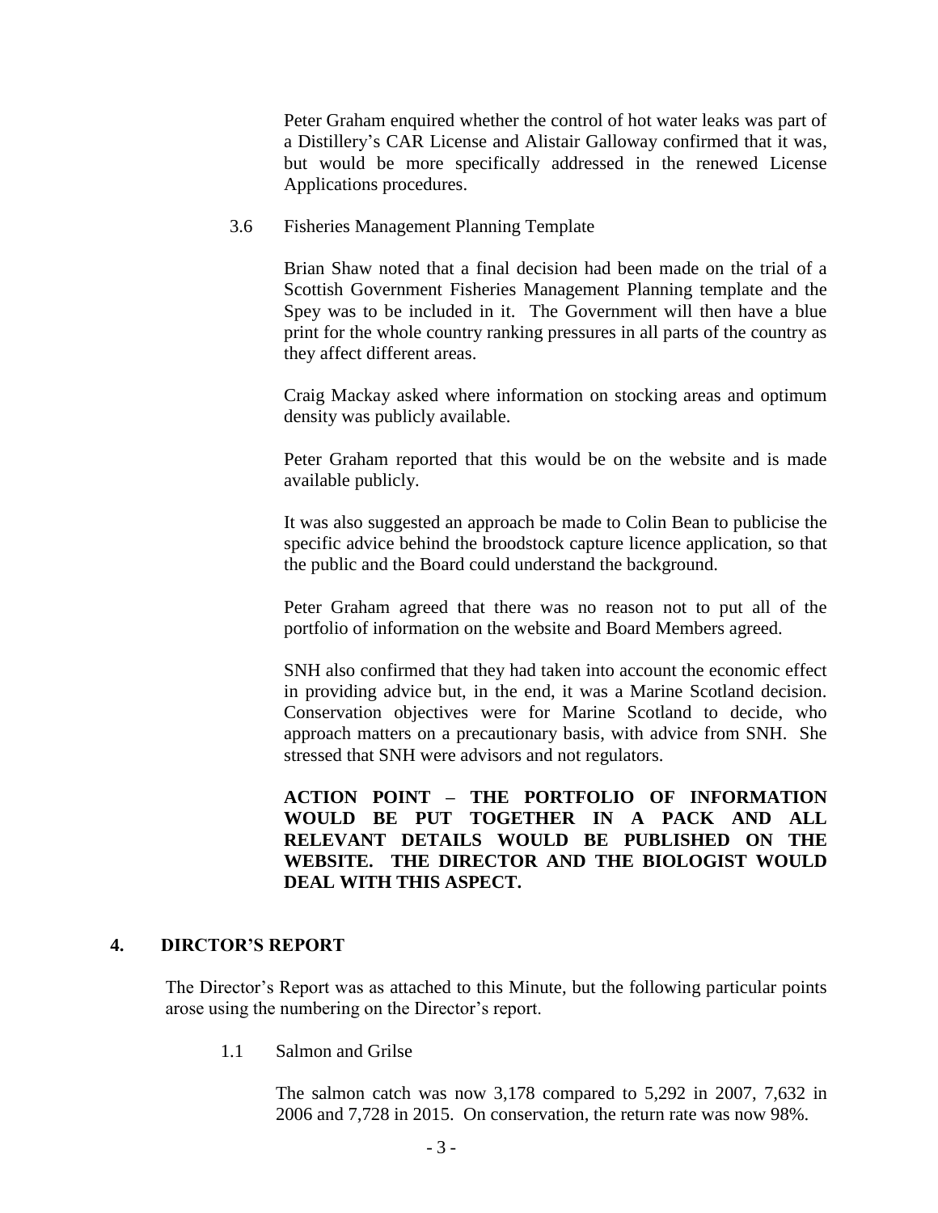Peter Graham enquired whether the control of hot water leaks was part of a Distillery's CAR License and Alistair Galloway confirmed that it was, but would be more specifically addressed in the renewed License Applications procedures.

3.6 Fisheries Management Planning Template

Brian Shaw noted that a final decision had been made on the trial of a Scottish Government Fisheries Management Planning template and the Spey was to be included in it. The Government will then have a blue print for the whole country ranking pressures in all parts of the country as they affect different areas.

Craig Mackay asked where information on stocking areas and optimum density was publicly available.

Peter Graham reported that this would be on the website and is made available publicly.

It was also suggested an approach be made to Colin Bean to publicise the specific advice behind the broodstock capture licence application, so that the public and the Board could understand the background.

Peter Graham agreed that there was no reason not to put all of the portfolio of information on the website and Board Members agreed.

SNH also confirmed that they had taken into account the economic effect in providing advice but, in the end, it was a Marine Scotland decision. Conservation objectives were for Marine Scotland to decide, who approach matters on a precautionary basis, with advice from SNH. She stressed that SNH were advisors and not regulators.

**ACTION POINT – THE PORTFOLIO OF INFORMATION WOULD BE PUT TOGETHER IN A PACK AND ALL RELEVANT DETAILS WOULD BE PUBLISHED ON THE WEBSITE. THE DIRECTOR AND THE BIOLOGIST WOULD DEAL WITH THIS ASPECT.**

## 4. DIRCTOR'S REPORT

The Director's Report was as attached to this Minute, but the following particular points arose using the numbering on the Director's report.

1.1 Salmon and Grilse

The salmon catch was now 3,178 compared to 5,292 in 2007, 7,632 in 2006 and 7,728 in 2015. On conservation, the return rate was now 98%.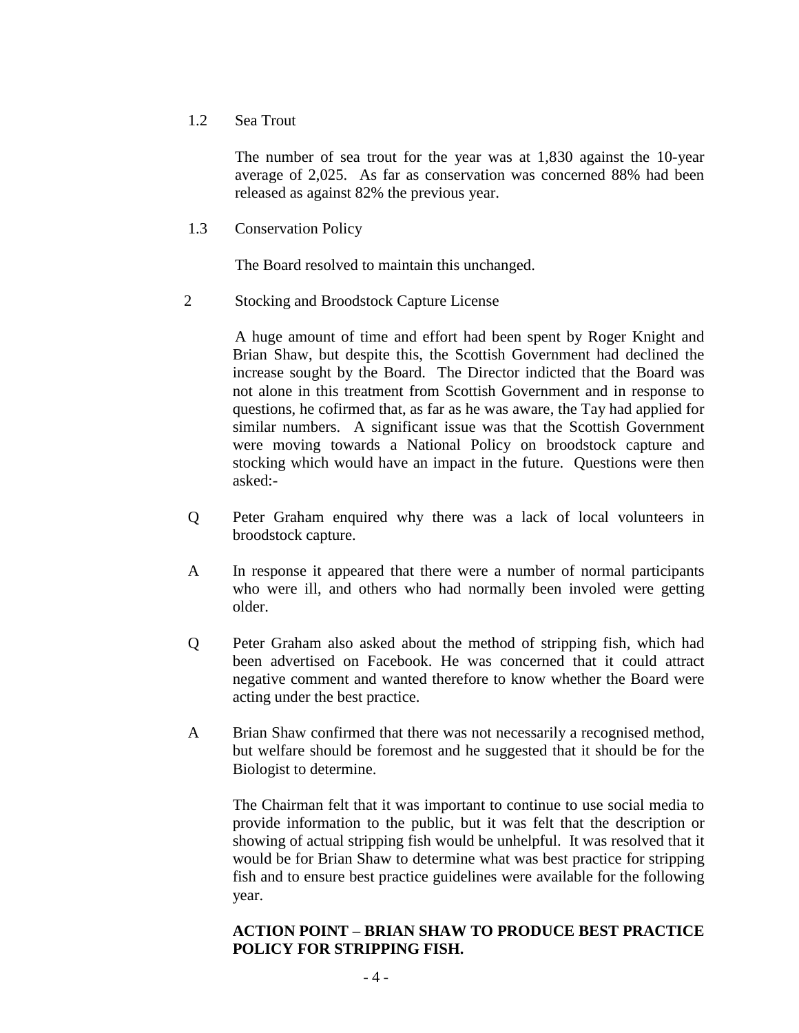1.2 Sea Trout

The number of sea trout for the year was at 1,830 against the 10-year average of 2,025. As far as conservation was concerned 88% had been released as against 82% the previous year.

1.3 Conservation Policy

The Board resolved to maintain this unchanged.

2 Stocking and Broodstock Capture License

A huge amount of time and effort had been spent by Roger Knight and Brian Shaw, but despite this, the Scottish Government had declined the increase sought by the Board. The Director indicted that the Board was not alone in this treatment from Scottish Government and in response to questions, he cofirmed that, as far as he was aware, the Tay had applied for similar numbers. A significant issue was that the Scottish Government were moving towards a National Policy on broodstock capture and stocking which would have an impact in the future. Questions were then asked:-

Q Peter Graham enquired why there was a lack of local volunteers in broodstock capture.

A In response it appeared that there were a number of normal participants who were ill, and others who had normally been involed were getting older.

Q Peter Graham also asked about the method of stripping fish, which had been advertised on Facebook. He was concerned that it could attract negative comment and wanted therefore to know whether the Board were acting under the best practice.

A Brian Shaw confirmed that there was not necessarily a recognised method, but welfare should be foremost and he suggested that it should be for the Biologist to determine.

The Chairman felt that it was important to continue to use social media to provide information to the public, but it was felt that the description or showing of actual stripping fish would be unhelpful. It was resolved that it would be for Brian Shaw to determine what was best practice for stripping fish and to ensure best practice guidelines were available for the following year.

**ACTION POINT – BRIAN SHAW TO PRODUCE BEST PRACTICE POLICY FOR STRIPPING FISH.**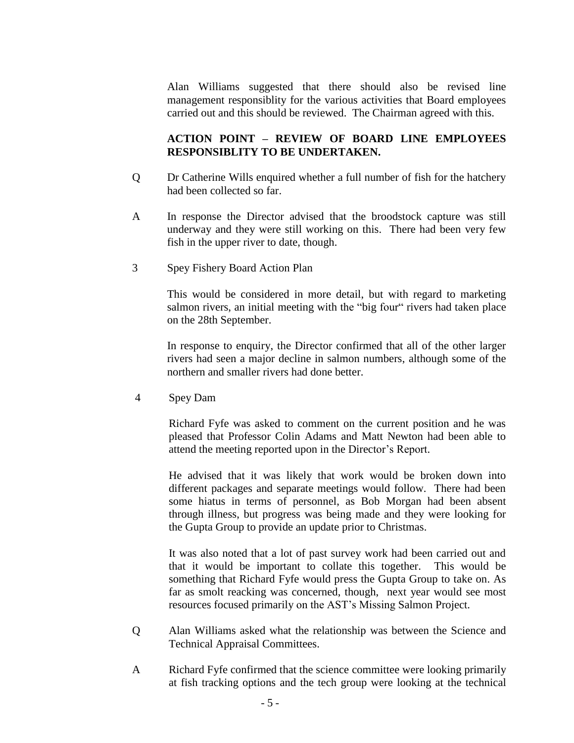Alan Williams suggested that there should also be revised line management responsiblity for the various activities that Board employees carried out and this should be reviewed. The Chairman agreed with this.

**ACTION POINT – REVIEW OF BOARD LINE EMPLOYEES RESPONSIBLITY TO BE UNDERTAKEN.**

Q Dr Catherine Wills enquired whether a full number of fish for the hatchery had been collected so far.

A In response the Director advised that the broodstock capture was still underway and they were still working on this. There had been very few fish in the upper river to date, though.

3 Spey Fishery Board Action Plan

This would be considered in more detail, but with regard to marketing salmon rivers, an initial meeting with the "big four" rivers had taken place on the 28th September.

In response to enquiry, the Director confirmed that all of the other larger rivers had seen a major decline in salmon numbers, although some of the northern and smaller rivers had done better.

4 Spey Dam

Richard Fyfe was asked to comment on the current position and he was pleased that Professor Colin Adams and Matt Newton had been able to attend the meeting reported upon in the Director's Report.

He advised that it was likely that work would be broken down into different packages and separate meetings would follow. There had been some hiatus in terms of personnel, as Bob Morgan had been absent through illness, but progress was being made and they were looking for the Gupta Group to provide an update prior to Christmas.

It was also noted that a lot of past survey work had been carried out and that it would be important to collate this together. This would be something that Richard Fyfe would press the Gupta Group to take on. As far as smolt reacking was concerned, though, next year would see most resources focused primarily on the AST's Missing Salmon Project.

Q Alan Williams asked what the relationship was between the Science and Technical Appraisal Committees.

A Richard Fyfe confirmed that the science committee were looking primarily at fish tracking options and the tech group were looking at the technical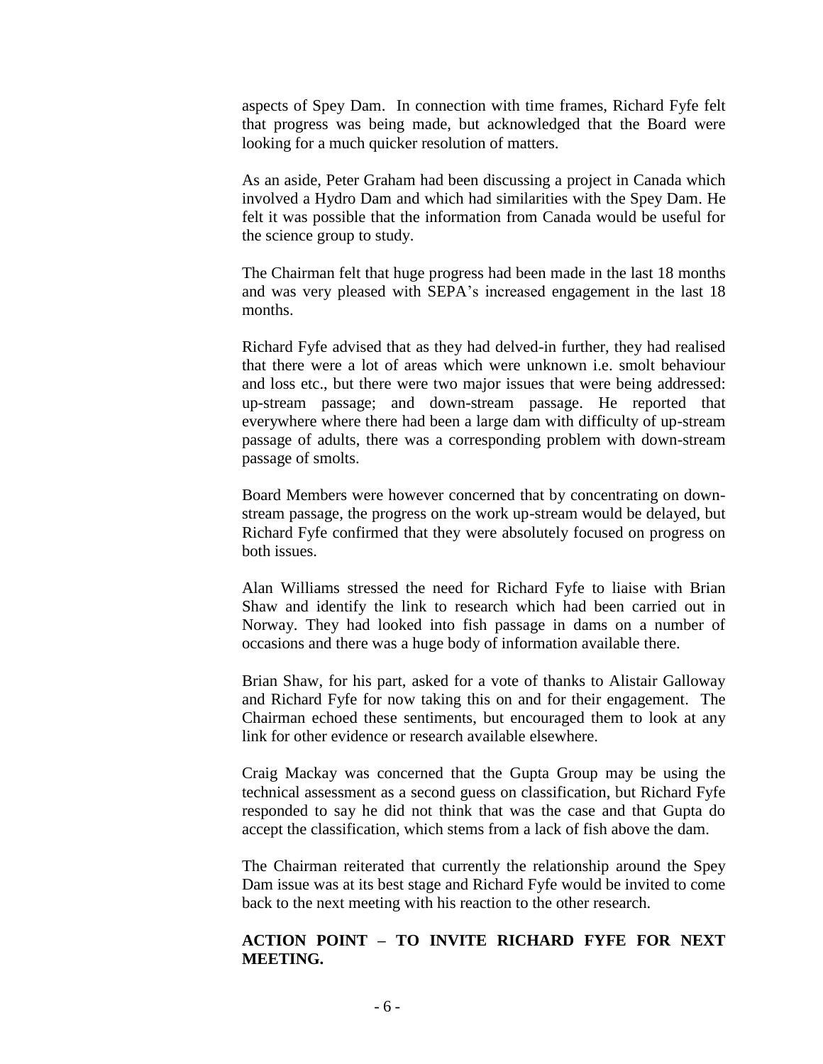aspects of Spey Dam. In connection with time frames, Richard Fyfe felt that progress was being made, but acknowledged that the Board were looking for a much quicker resolution of matters.

As an aside, Peter Graham had been discussing a project in Canada which involved a Hydro Dam and which had similarities with the Spey Dam. He felt it was possible that the information from Canada would be useful for the science group to study.

The Chairman felt that huge progress had been made in the last 18 months and was very pleased with SEPA's increased engagement in the last 18 months.

Richard Fyfe advised that as they had delved-in further, they had realised that there were a lot of areas which were unknown i.e. smolt behaviour and loss etc., but there were two major issues that were being addressed: up-stream passage; and down-stream passage. He reported that everywhere where there had been a large dam with difficulty of up-stream passage of adults, there was a corresponding problem with down-stream passage of smolts.

Board Members were however concerned that by concentrating on down-stream passage, the progress on the work up-stream would be delayed, but Richard Fyfe confirmed that they were absolutely focused on progress on both issues.

Alan Williams stressed the need for Richard Fyfe to liaise with Brian Shaw and identify the link to research which had been carried out in Norway. They had looked into fish passage in dams on a number of occasions and there was a huge body of information available there.

Brian Shaw, for his part, asked for a vote of thanks to Alistair Galloway and Richard Fyfe for now taking this on and for their engagement. The Chairman echoed these sentiments, but encouraged them to look at any link for other evidence or research available elsewhere.

Craig Mackay was concerned that the Gupta Group may be using the technical assessment as a second guess on classification, but Richard Fyfe responded to say he did not think that was the case and that Gupta do accept the classification, which stems from a lack of fish above the dam.

The Chairman reiterated that currently the relationship around the Spey Dam issue was at its best stage and Richard Fyfe would be invited to come back to the next meeting with his reaction to the other research.

**ACTION POINT – TO INVITE RICHARD FYFE FOR NEXT MEETING.**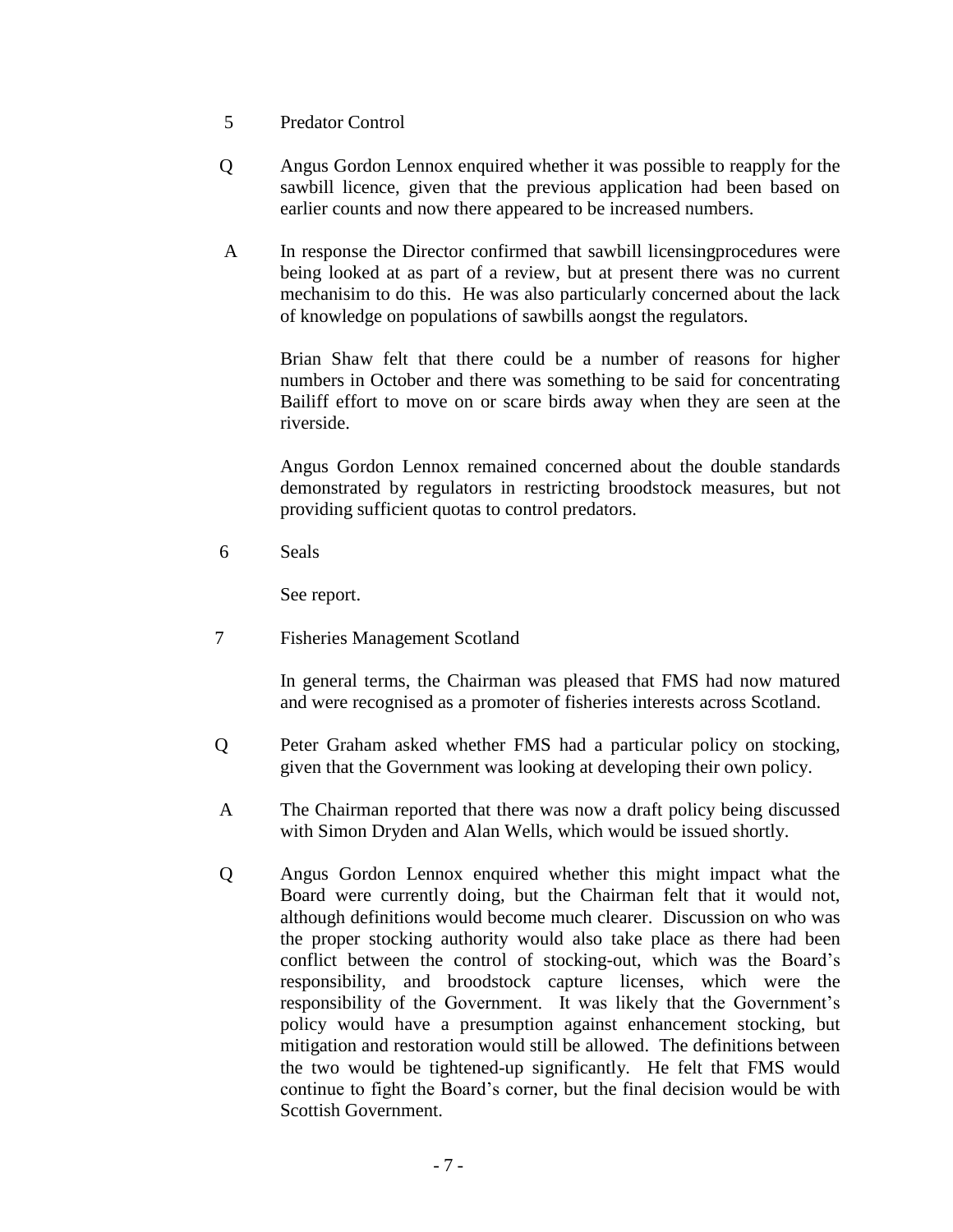5 Predator Control

Q Angus Gordon Lennox enquired whether it was possible to reapply for the sawbill licence, given that the previous application had been based on earlier counts and now there appeared to be increased numbers.

A In response the Director confirmed that sawbill licensingprocedures were being looked at as part of a review, but at present there was no current mechanisim to do this. He was also particularly concerned about the lack of knowledge on populations of sawbills aongst the regulators.

Brian Shaw felt that there could be a number of reasons for higher numbers in October and there was something to be said for concentrating Bailiff effort to move on or scare birds away when they are seen at the riverside.

Angus Gordon Lennox remained concerned about the double standards demonstrated by regulators in restricting broodstock measures, but not providing sufficient quotas to control predators.

6 Seals

See report.

7 Fisheries Management Scotland

In general terms, the Chairman was pleased that FMS had now matured and were recognised as a promoter of fisheries interests across Scotland.

Q Peter Graham asked whether FMS had a particular policy on stocking, given that the Government was looking at developing their own policy.

A The Chairman reported that there was now a draft policy being discussed with Simon Dryden and Alan Wells, which would be issued shortly.

Q Angus Gordon Lennox enquired whether this might impact what the Board were currently doing, but the Chairman felt that it would not, although definitions would become much clearer. Discussion on who was the proper stocking authority would also take place as there had been conflict between the control of stocking-out, which was the Board's responsibility, and broodstock capture licenses, which were the responsibility of the Government. It was likely that the Government's policy would have a presumption against enhancement stocking, but mitigation and restoration would still be allowed. The definitions between the two would be tightened-up significantly. He felt that FMS would continue to fight the Board's corner, but the final decision would be with Scottish Government.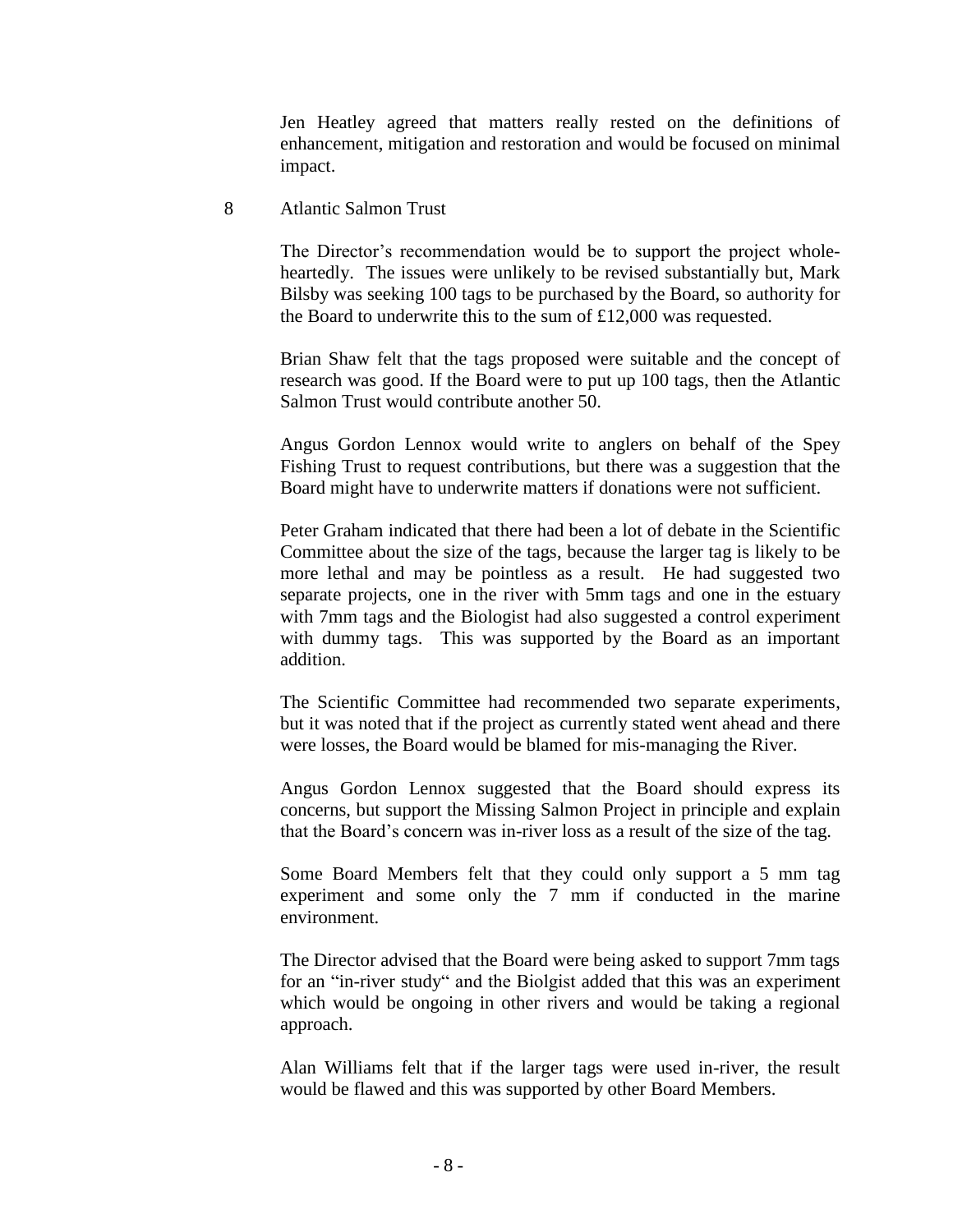Jen Heatley agreed that matters really rested on the definitions of enhancement, mitigation and restoration and would be focused on minimal impact.

8 Atlantic Salmon Trust

The Director's recommendation would be to support the project whole-heartedly. The issues were unlikely to be revised substantially but, Mark Bilsby was seeking 100 tags to be purchased by the Board, so authority for the Board to underwrite this to the sum of £12,000 was requested.

Brian Shaw felt that the tags proposed were suitable and the concept of research was good. If the Board were to put up 100 tags, then the Atlantic Salmon Trust would contribute another 50.

Angus Gordon Lennox would write to anglers on behalf of the Spey Fishing Trust to request contributions, but there was a suggestion that the Board might have to underwrite matters if donations were not sufficient.

Peter Graham indicated that there had been a lot of debate in the Scientific Committee about the size of the tags, because the larger tag is likely to be more lethal and may be pointless as a result. He had suggested two separate projects, one in the river with 5mm tags and one in the estuary with 7mm tags and the Biologist had also suggested a control experiment with dummy tags. This was supported by the Board as an important addition.

The Scientific Committee had recommended two separate experiments, but it was noted that if the project as currently stated went ahead and there were losses, the Board would be blamed for mis-managing the River.

Angus Gordon Lennox suggested that the Board should express its concerns, but support the Missing Salmon Project in principle and explain that the Board's concern was in-river loss as a result of the size of the tag.

Some Board Members felt that they could only support a 5 mm tag experiment and some only the 7 mm if conducted in the marine environment.

The Director advised that the Board were being asked to support 7mm tags for an "in-river study" and the Biolgist added that this was an experiment which would be ongoing in other rivers and would be taking a regional approach.

Alan Williams felt that if the larger tags were used in-river, the result would be flawed and this was supported by other Board Members.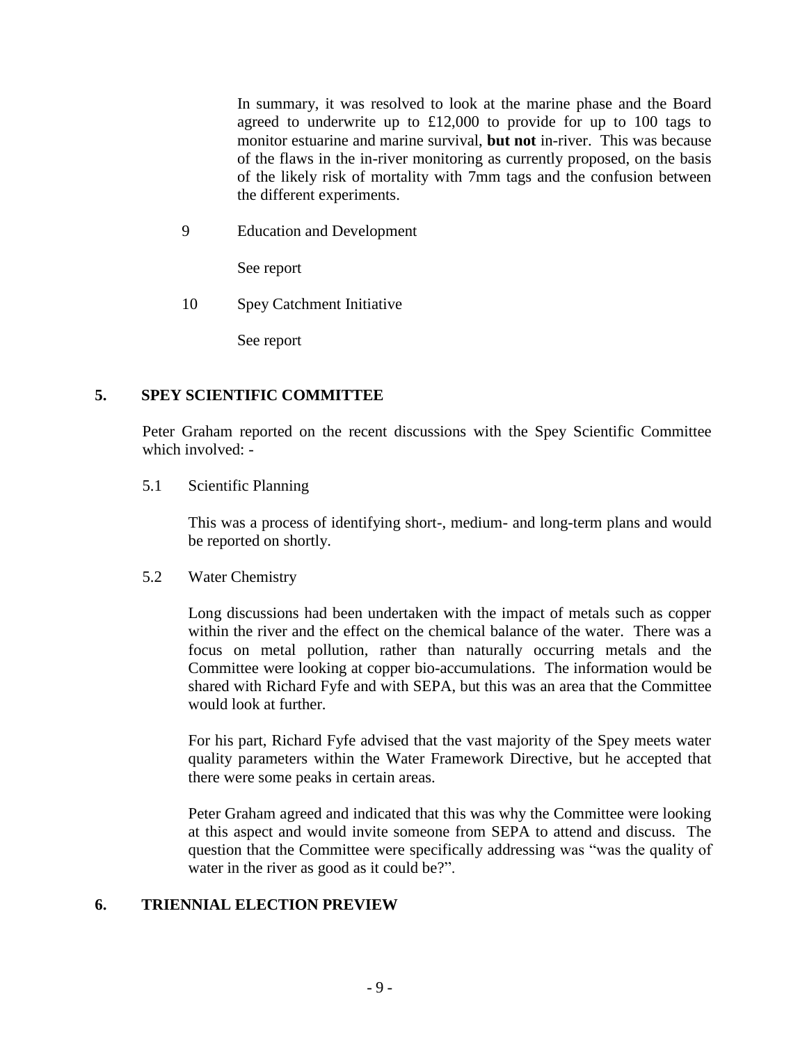In summary, it was resolved to look at the marine phase and the Board agreed to underwrite up to £12,000 to provide for up to 100 tags to monitor estuarine and marine survival, **but not** in-river. This was because of the flaws in the in-river monitoring as currently proposed, on the basis of the likely risk of mortality with 7mm tags and the confusion between the different experiments.

9 Education and Development

See report

10 Spey Catchment Initiative

See report

## 5. SPEY SCIENTIFIC COMMITTEE

Peter Graham reported on the recent discussions with the Spey Scientific Committee which involved: -

5.1 Scientific Planning

This was a process of identifying short-, medium- and long-term plans and would be reported on shortly.

5.2 Water Chemistry

Long discussions had been undertaken with the impact of metals such as copper within the river and the effect on the chemical balance of the water. There was a focus on metal pollution, rather than naturally occurring metals and the Committee were looking at copper bio-accumulations. The information would be shared with Richard Fyfe and with SEPA, but this was an area that the Committee would look at further.

For his part, Richard Fyfe advised that the vast majority of the Spey meets water quality parameters within the Water Framework Directive, but he accepted that there were some peaks in certain areas.

Peter Graham agreed and indicated that this was why the Committee were looking at this aspect and would invite someone from SEPA to attend and discuss. The question that the Committee were specifically addressing was "was the quality of water in the river as good as it could be?".

## 6. TRIENNIAL ELECTION PREVIEW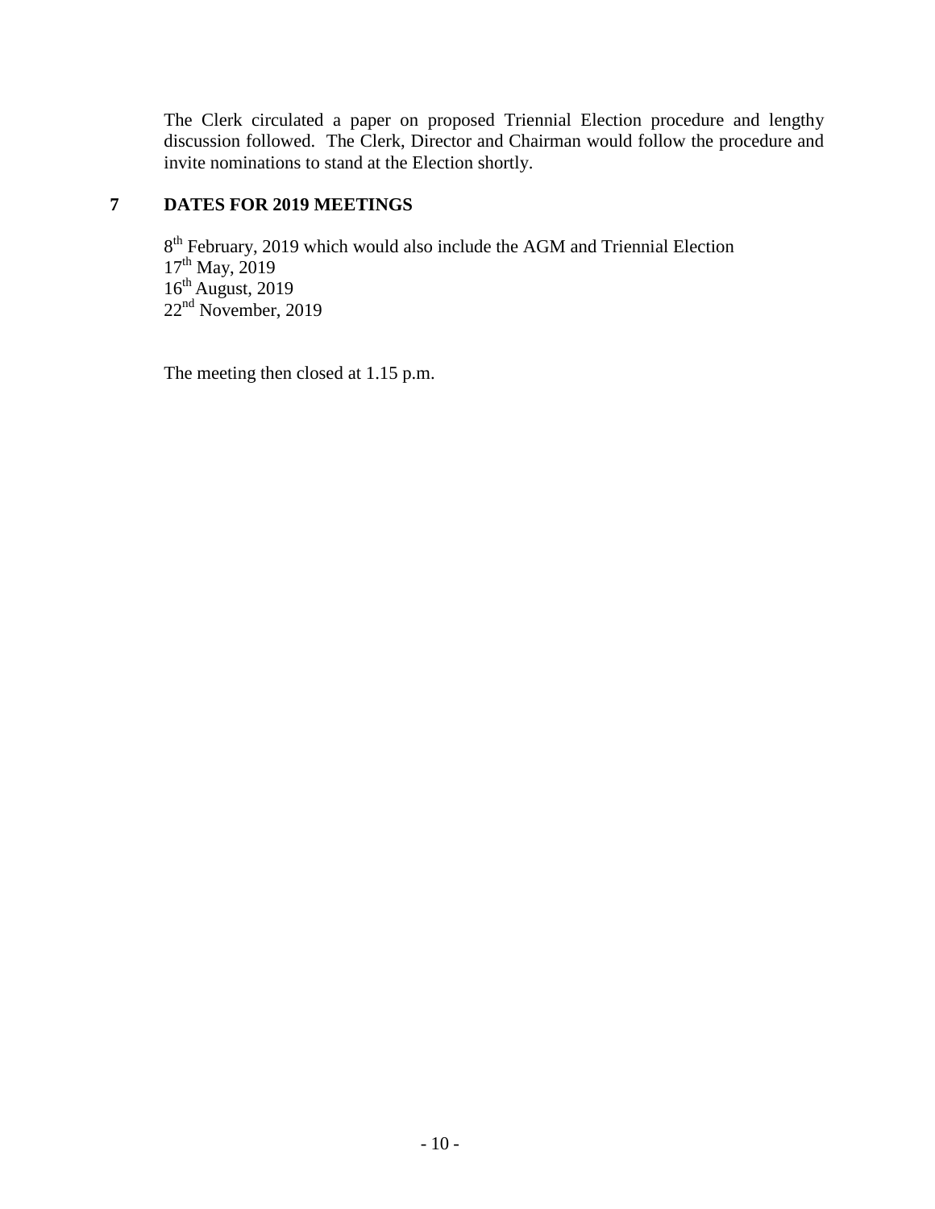The Clerk circulated a paper on proposed Triennial Election procedure and lengthy discussion followed. The Clerk, Director and Chairman would follow the procedure and invite nominations to stand at the Election shortly.

## 7 DATES FOR 2019 MEETINGS

8th February, 2019 which would also include the AGM and Triennial Election
17th May, 2019
16th August, 2019
22nd November, 2019

The meeting then closed at 1.15 p.m.